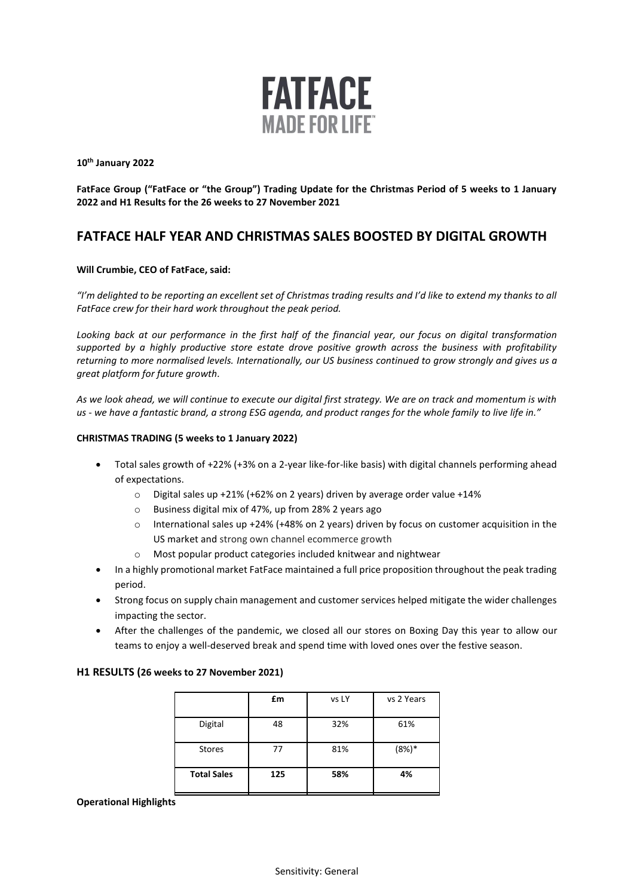# FATFACE
MADE FOR LIFE™

**10th January 2022**

**FatFace Group ("FatFace or "the Group") Trading Update for the Christmas Period of 5 weeks to 1 January 2022 and H1 Results for the 26 weeks to 27 November 2021**

## FATFACE HALF YEAR AND CHRISTMAS SALES BOOSTED BY DIGITAL GROWTH

**Will Crumbie, CEO of FatFace, said:**

*"I'm delighted to be reporting an excellent set of Christmas trading results and I'd like to extend my thanks to all FatFace crew for their hard work throughout the peak period.*

*Looking back at our performance in the first half of the financial year, our focus on digital transformation supported by a highly productive store estate drove positive growth across the business with profitability returning to more normalised levels. Internationally, our US business continued to grow strongly and gives us a great platform for future growth.*

*As we look ahead, we will continue to execute our digital first strategy. We are on track and momentum is with us - we have a fantastic brand, a strong ESG agenda, and product ranges for the whole family to live life in."*

**CHRISTMAS TRADING (5 weeks to 1 January 2022)**

- Total sales growth of +22% (+3% on a 2-year like-for-like basis) with digital channels performing ahead of expectations.
  - Digital sales up +21% (+62% on 2 years) driven by average order value +14%
  - Business digital mix of 47%, up from 28% 2 years ago
  - International sales up +24% (+48% on 2 years) driven by focus on customer acquisition in the US market and strong own channel ecommerce growth
  - Most popular product categories included knitwear and nightwear
- In a highly promotional market FatFace maintained a full price proposition throughout the peak trading period.
- Strong focus on supply chain management and customer services helped mitigate the wider challenges impacting the sector.
- After the challenges of the pandemic, we closed all our stores on Boxing Day this year to allow our teams to enjoy a well-deserved break and spend time with loved ones over the festive season.

**H1 RESULTS (26 weeks to 27 November 2021)**

| | **£m** | vs LY | vs 2 Years |
|---|---|---|---|
| Digital | 48 | 32% | 61% |
| Stores | 77 | 81% | (8%)* |
| **Total Sales** | **125** | **58%** | **4%** |

**Operational Highlights**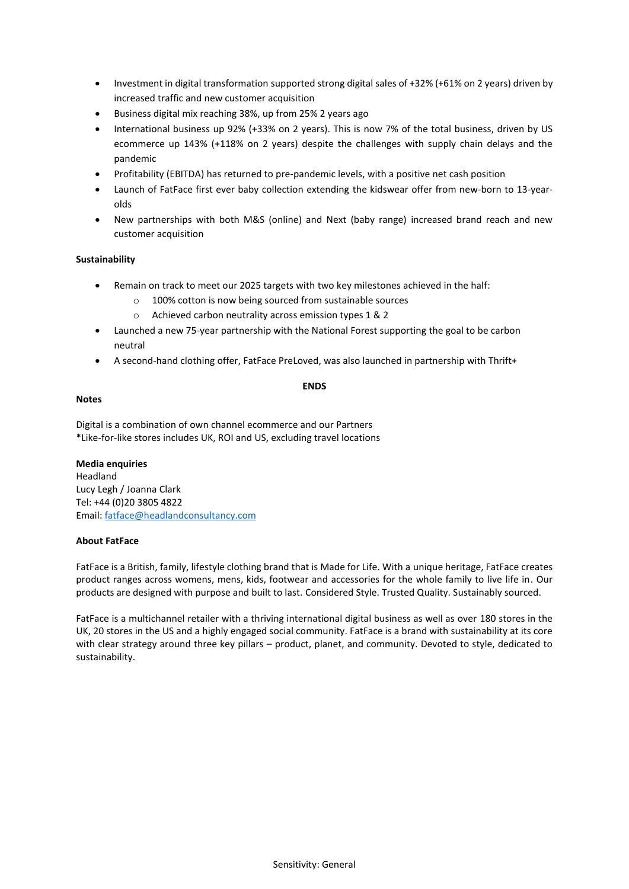- Investment in digital transformation supported strong digital sales of +32% (+61% on 2 years) driven by increased traffic and new customer acquisition
- Business digital mix reaching 38%, up from 25% 2 years ago
- International business up 92% (+33% on 2 years). This is now 7% of the total business, driven by US ecommerce up 143% (+118% on 2 years) despite the challenges with supply chain delays and the pandemic
- Profitability (EBITDA) has returned to pre-pandemic levels, with a positive net cash position
- Launch of FatFace first ever baby collection extending the kidswear offer from new-born to 13-year-olds
- New partnerships with both M&S (online) and Next (baby range) increased brand reach and new customer acquisition

**Sustainability**

- Remain on track to meet our 2025 targets with two key milestones achieved in the half:
  - 100% cotton is now being sourced from sustainable sources
  - Achieved carbon neutrality across emission types 1 & 2
- Launched a new 75-year partnership with the National Forest supporting the goal to be carbon neutral
- A second-hand clothing offer, FatFace PreLoved, was also launched in partnership with Thrift+

**ENDS**

**Notes**

Digital is a combination of own channel ecommerce and our Partners
*Like-for-like stores includes UK, ROI and US, excluding travel locations

**Media enquiries**
Headland
Lucy Legh / Joanna Clark
Tel: +44 (0)20 3805 4822
Email: fatface@headlandconsultancy.com

**About FatFace**

FatFace is a British, family, lifestyle clothing brand that is Made for Life. With a unique heritage, FatFace creates product ranges across womens, mens, kids, footwear and accessories for the whole family to live life in. Our products are designed with purpose and built to last. Considered Style. Trusted Quality. Sustainably sourced.

FatFace is a multichannel retailer with a thriving international digital business as well as over 180 stores in the UK, 20 stores in the US and a highly engaged social community. FatFace is a brand with sustainability at its core with clear strategy around three key pillars – product, planet, and community. Devoted to style, dedicated to sustainability.

Sensitivity: General